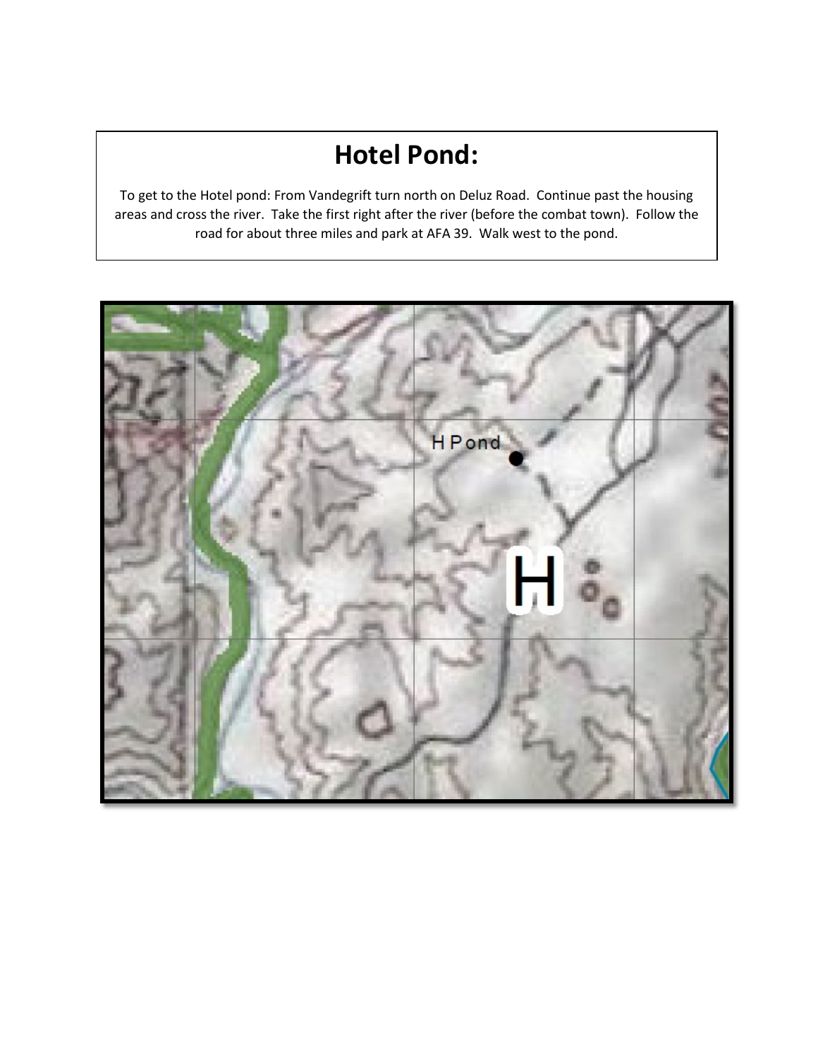# Hotel Pond:

To get to the Hotel pond: From Vandegrift turn north on Deluz Road. Continue past the housing areas and cross the river. Take the first right after the river (before the combat town). Follow the road for about three miles and park at AFA 39. Walk west to the pond.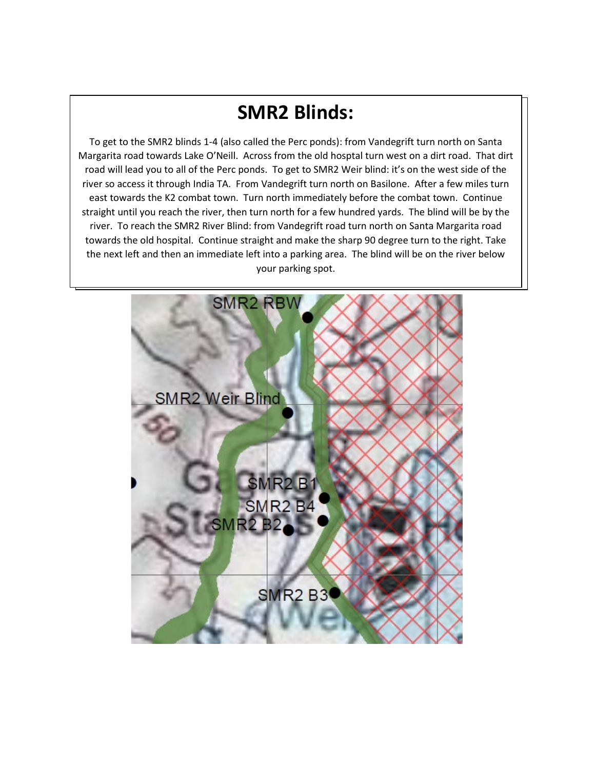# SMR2 Blinds:

To get to the SMR2 blinds 1-4 (also called the Perc ponds): from Vandegrift turn north on Santa Margarita road towards Lake O'Neill. Across from the old hosptal turn west on a dirt road. That dirt road will lead you to all of the Perc ponds. To get to SMR2 Weir blind: it's on the west side of the river so access it through India TA. From Vandegrift turn north on Basilone. After a few miles turn east towards the K2 combat town. Turn north immediately before the combat town. Continue straight until you reach the river, then turn north for a few hundred yards. The blind will be by the river. To reach the SMR2 River Blind: from Vandegrift road turn north on Santa Margarita road towards the old hospital. Continue straight and make the sharp 90 degree turn to the right. Take the next left and then an immediate left into a parking area. The blind will be on the river below your parking spot.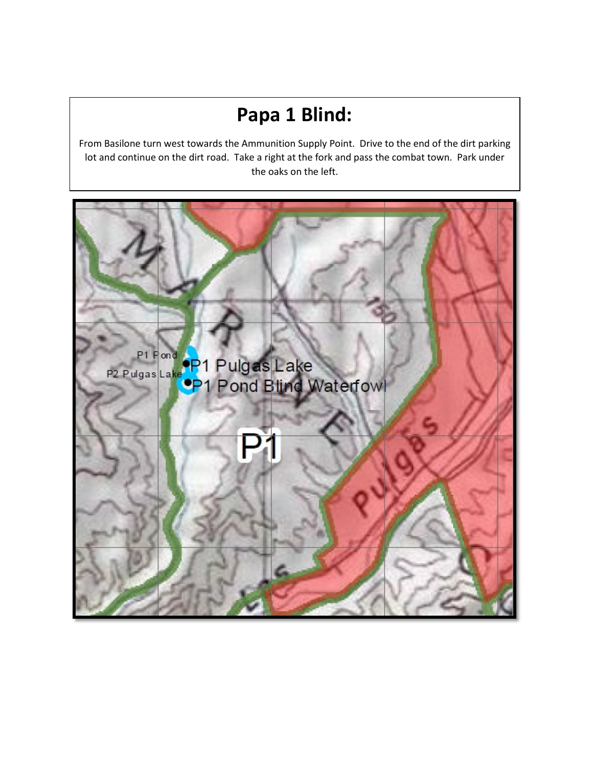# Papa 1 Blind:

From Basilone turn west towards the Ammunition Supply Point. Drive to the end of the dirt parking lot and continue on the dirt road. Take a right at the fork and pass the combat town. Park under the oaks on the left.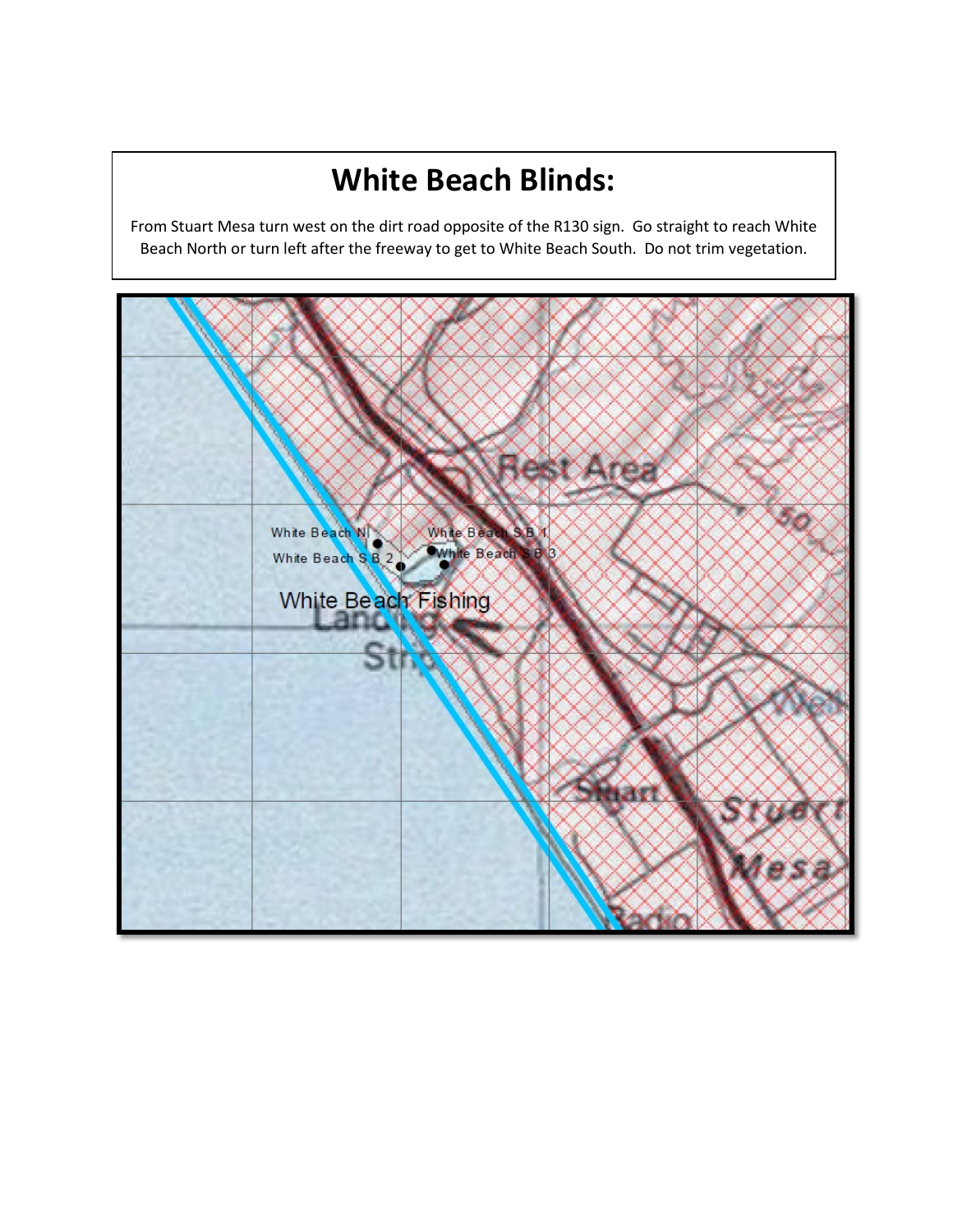# White Beach Blinds:

From Stuart Mesa turn west on the dirt road opposite of the R130 sign. Go straight to reach White Beach North or turn left after the freeway to get to White Beach South. Do not trim vegetation.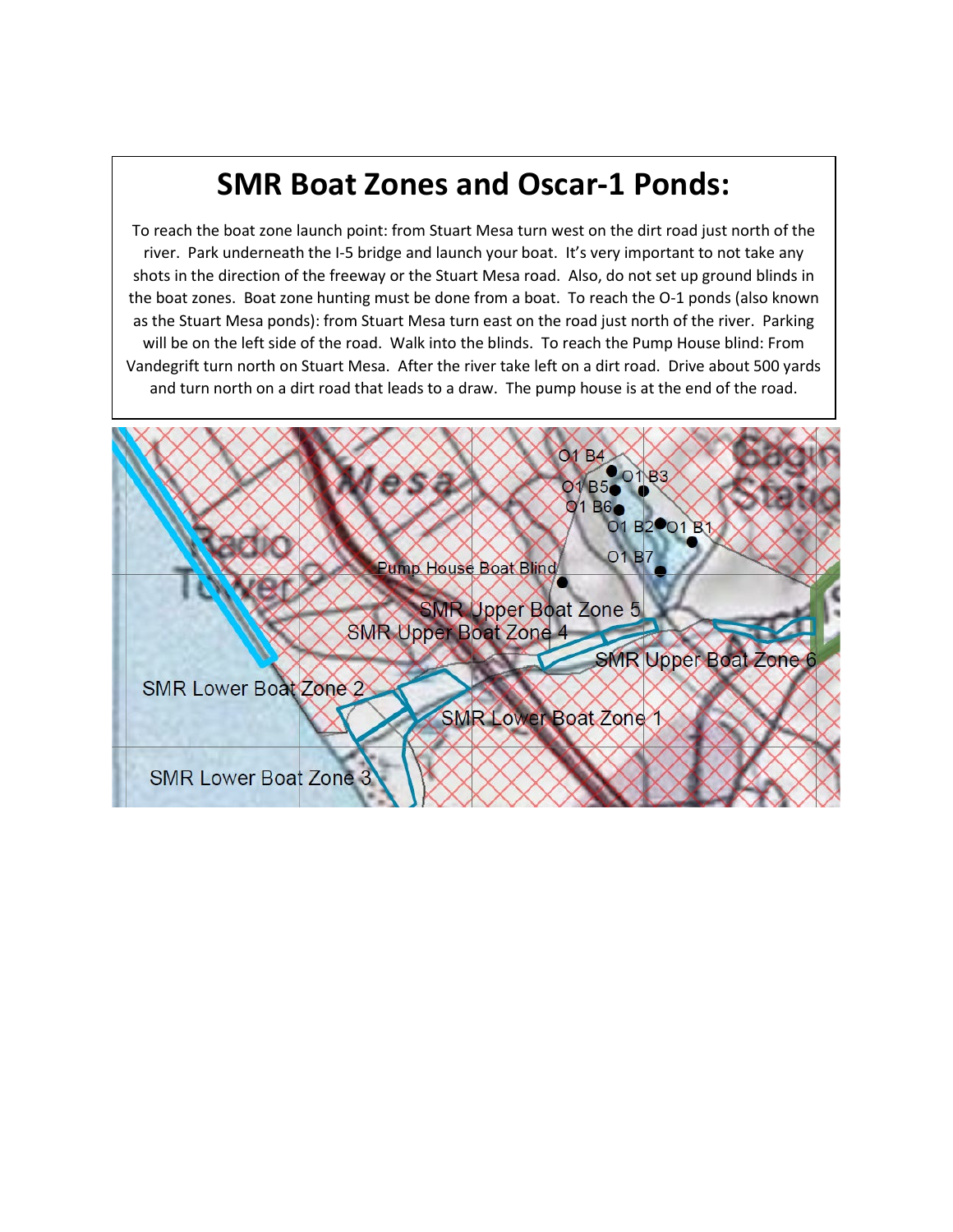# SMR Boat Zones and Oscar-1 Ponds:

To reach the boat zone launch point: from Stuart Mesa turn west on the dirt road just north of the river. Park underneath the I-5 bridge and launch your boat. It's very important to not take any shots in the direction of the freeway or the Stuart Mesa road. Also, do not set up ground blinds in the boat zones. Boat zone hunting must be done from a boat. To reach the O-1 ponds (also known as the Stuart Mesa ponds): from Stuart Mesa turn east on the road just north of the river. Parking will be on the left side of the road. Walk into the blinds. To reach the Pump House blind: From Vandegrift turn north on Stuart Mesa. After the river take left on a dirt road. Drive about 500 yards and turn north on a dirt road that leads to a draw. The pump house is at the end of the road.

O1 B4
O1 B3
O1 B5
O1 B6
O1 B2
O1 B1
O1 B7
Pump House Boat Blind
SMR Upper Boat Zone 5
SMR Upper Boat Zone 4
SMR Upper Boat Zone 6
SMR Lower Boat Zone 2
SMR Lower Boat Zone 1
SMR Lower Boat Zone 3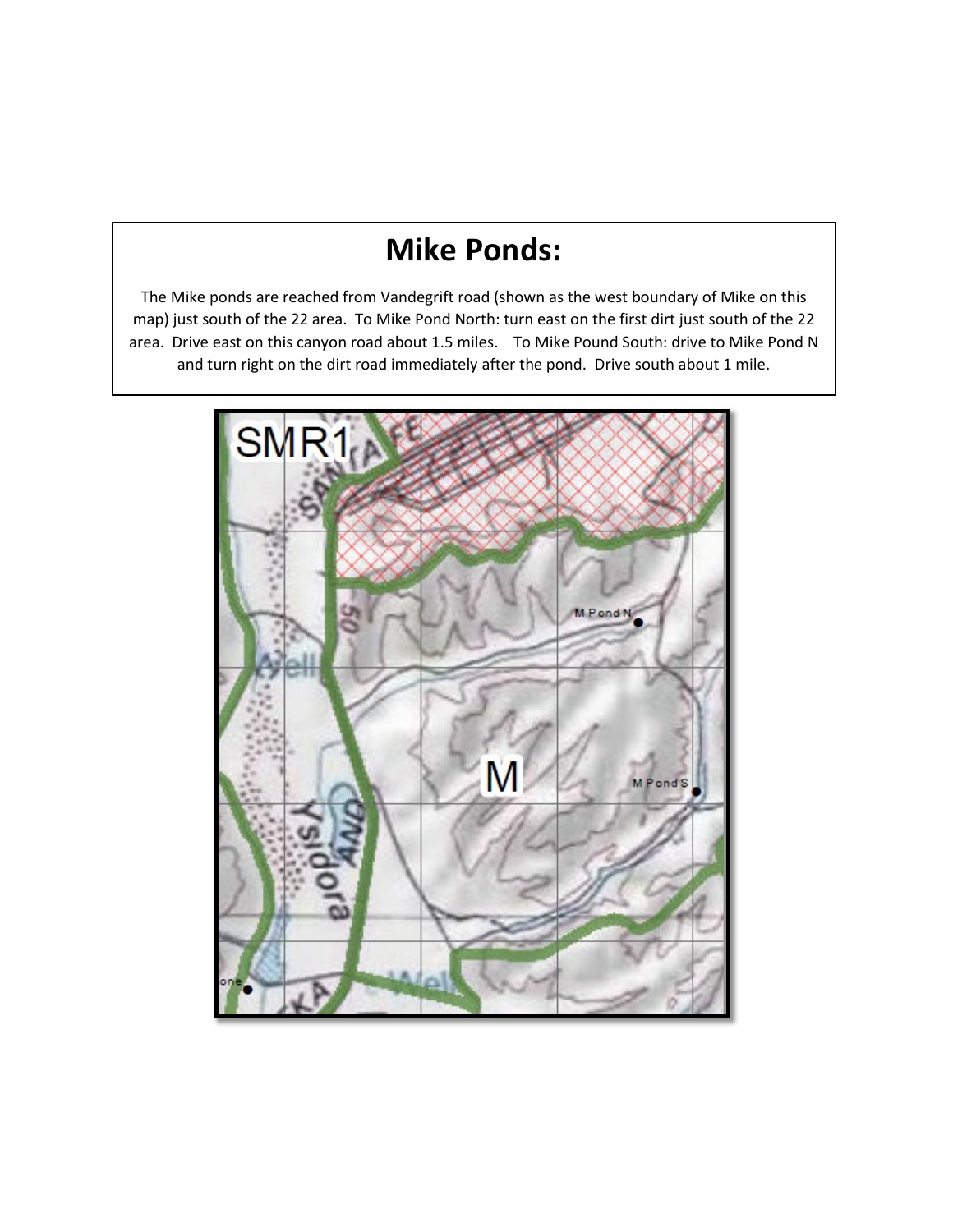# Mike Ponds:

The Mike ponds are reached from Vandegrift road (shown as the west boundary of Mike on this map) just south of the 22 area. To Mike Pond North: turn east on the first dirt just south of the 22 area. Drive east on this canyon road about 1.5 miles. To Mike Pound South: drive to Mike Pond N and turn right on the dirt road immediately after the pond. Drive south about 1 mile.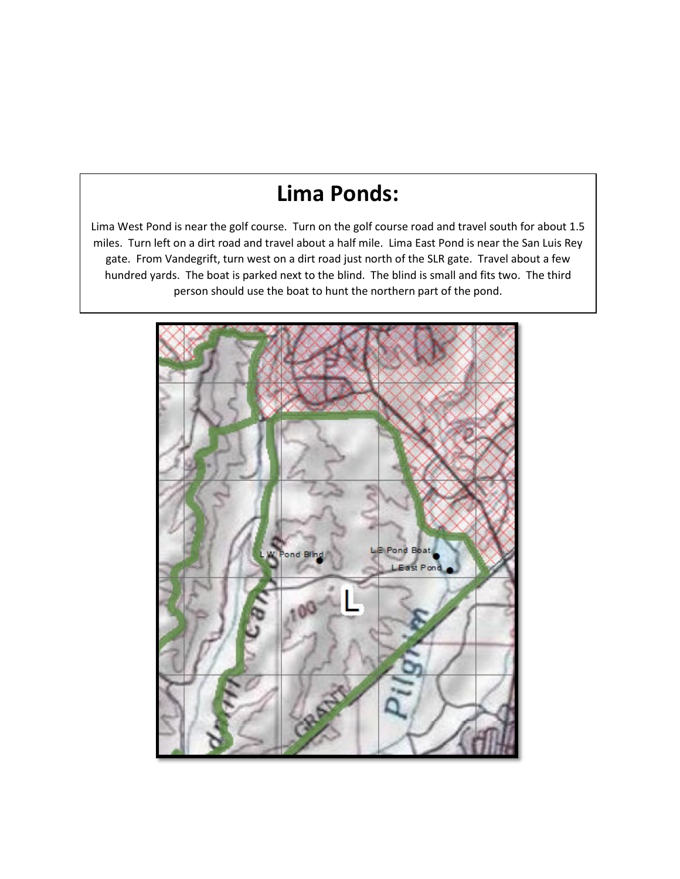# Lima Ponds:

Lima West Pond is near the golf course. Turn on the golf course road and travel south for about 1.5 miles. Turn left on a dirt road and travel about a half mile. Lima East Pond is near the San Luis Rey gate. From Vandegrift, turn west on a dirt road just north of the SLR gate. Travel about a few hundred yards. The boat is parked next to the blind. The blind is small and fits two. The third person should use the boat to hunt the northern part of the pond.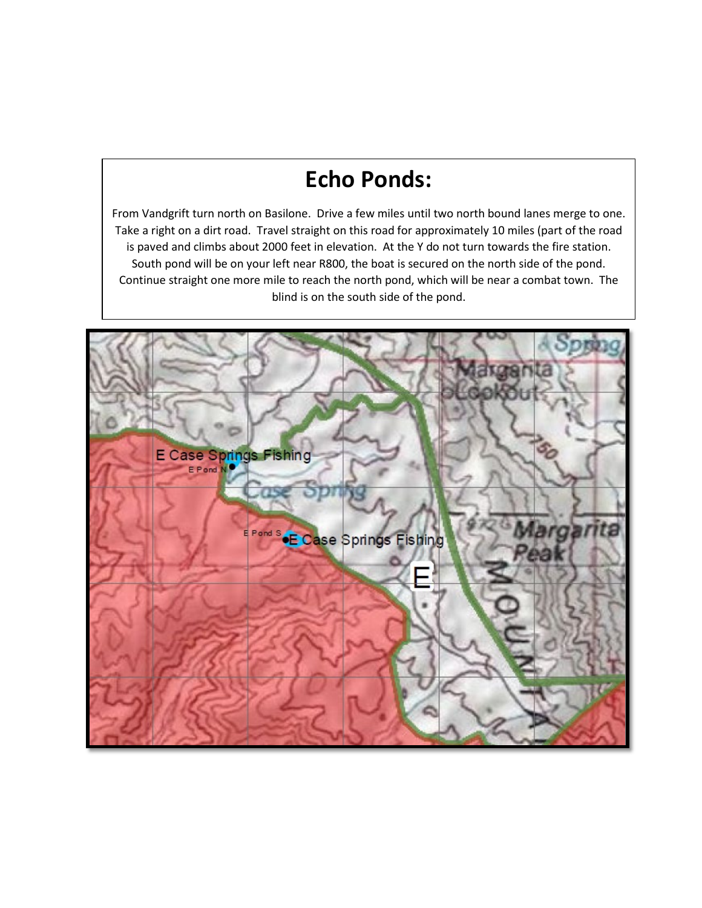# Echo Ponds:

From Vandgrift turn north on Basilone. Drive a few miles until two north bound lanes merge to one. Take a right on a dirt road. Travel straight on this road for approximately 10 miles (part of the road is paved and climbs about 2000 feet in elevation. At the Y do not turn towards the fire station. South pond will be on your left near R800, the boat is secured on the north side of the pond. Continue straight one more mile to reach the north pond, which will be near a combat town. The blind is on the south side of the pond.

Spring
Margarita Lookout
750
E Case Springs Fishing
E Pond N
Case Spring
E Pond S
E Case Springs Fishing
Margarita Peak
E
MOUNTAI